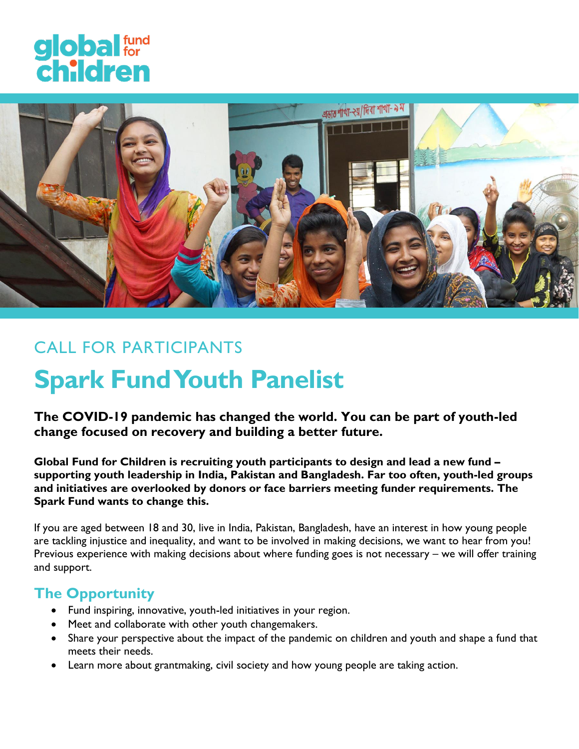global fund for children

CALL FOR PARTICIPANTS

# Spark Fund Youth Panelist

**The COVID-19 pandemic has changed the world. You can be part of youth-led change focused on recovery and building a better future.**

**Global Fund for Children is recruiting youth participants to design and lead a new fund – supporting youth leadership in India, Pakistan and Bangladesh. Far too often, youth-led groups and initiatives are overlooked by donors or face barriers meeting funder requirements. The Spark Fund wants to change this.**

If you are aged between 18 and 30, live in India, Pakistan, Bangladesh, have an interest in how young people are tackling injustice and inequality, and want to be involved in making decisions, we want to hear from you! Previous experience with making decisions about where funding goes is not necessary – we will offer training and support.

## The Opportunity

- Fund inspiring, innovative, youth-led initiatives in your region.
- Meet and collaborate with other youth changemakers.
- Share your perspective about the impact of the pandemic on children and youth and shape a fund that meets their needs.
- Learn more about grantmaking, civil society and how young people are taking action.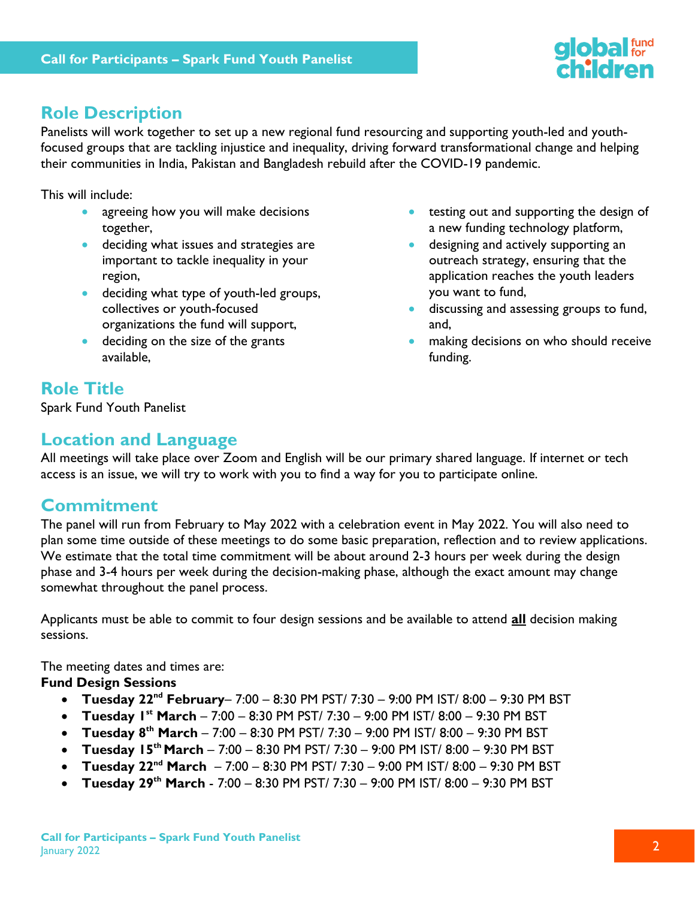## Role Description

Panelists will work together to set up a new regional fund resourcing and supporting youth-led and youth-focused groups that are tackling injustice and inequality, driving forward transformational change and helping their communities in India, Pakistan and Bangladesh rebuild after the COVID-19 pandemic.

This will include:

- agreeing how you will make decisions together,
- deciding what issues and strategies are important to tackle inequality in your region,
- deciding what type of youth-led groups, collectives or youth-focused organizations the fund will support,
- deciding on the size of the grants available,
- testing out and supporting the design of a new funding technology platform,
- designing and actively supporting an outreach strategy, ensuring that the application reaches the youth leaders you want to fund,
- discussing and assessing groups to fund, and,
- making decisions on who should receive funding.

## Role Title

Spark Fund Youth Panelist

## Location and Language

All meetings will take place over Zoom and English will be our primary shared language. If internet or tech access is an issue, we will try to work with you to find a way for you to participate online.

## Commitment

The panel will run from February to May 2022 with a celebration event in May 2022. You will also need to plan some time outside of these meetings to do some basic preparation, reflection and to review applications. We estimate that the total time commitment will be about around 2-3 hours per week during the design phase and 3-4 hours per week during the decision-making phase, although the exact amount may change somewhat throughout the panel process.

Applicants must be able to commit to four design sessions and be available to attend **all** decision making sessions.

The meeting dates and times are:

**Fund Design Sessions**

- **Tuesday 22nd February**– 7:00 – 8:30 PM PST/ 7:30 – 9:00 PM IST/ 8:00 – 9:30 PM BST
- **Tuesday 1st March** – 7:00 – 8:30 PM PST/ 7:30 – 9:00 PM IST/ 8:00 – 9:30 PM BST
- **Tuesday 8th March** – 7:00 – 8:30 PM PST/ 7:30 – 9:00 PM IST/ 8:00 – 9:30 PM BST
- **Tuesday 15th March** – 7:00 – 8:30 PM PST/ 7:30 – 9:00 PM IST/ 8:00 – 9:30 PM BST
- **Tuesday 22nd March** – 7:00 – 8:30 PM PST/ 7:30 – 9:00 PM IST/ 8:00 – 9:30 PM BST
- **Tuesday 29th March** - 7:00 – 8:30 PM PST/ 7:30 – 9:00 PM IST/ 8:00 – 9:30 PM BST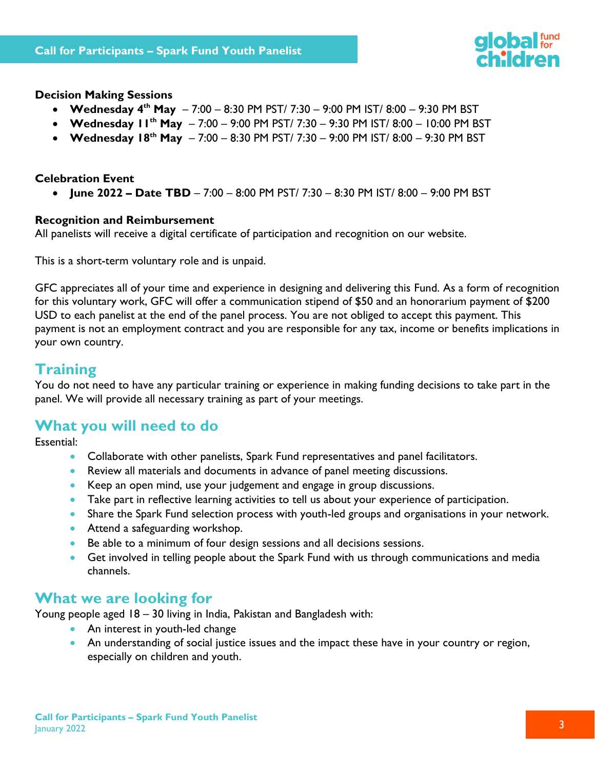**Decision Making Sessions**

- **Wednesday 4th May** – 7:00 – 8:30 PM PST/ 7:30 – 9:00 PM IST/ 8:00 – 9:30 PM BST
- **Wednesday 11th May** – 7:00 – 9:00 PM PST/ 7:30 – 9:30 PM IST/ 8:00 – 10:00 PM BST
- **Wednesday 18th May** – 7:00 – 8:30 PM PST/ 7:30 – 9:00 PM IST/ 8:00 – 9:30 PM BST

**Celebration Event**

- **June 2022 – Date TBD** – 7:00 – 8:00 PM PST/ 7:30 – 8:30 PM IST/ 8:00 – 9:00 PM BST

**Recognition and Reimbursement**

All panelists will receive a digital certificate of participation and recognition on our website.

This is a short-term voluntary role and is unpaid.

GFC appreciates all of your time and experience in designing and delivering this Fund. As a form of recognition for this voluntary work, GFC will offer a communication stipend of $50 and an honorarium payment of $200 USD to each panelist at the end of the panel process. You are not obliged to accept this payment. This payment is not an employment contract and you are responsible for any tax, income or benefits implications in your own country.

## Training

You do not need to have any particular training or experience in making funding decisions to take part in the panel. We will provide all necessary training as part of your meetings.

## What you will need to do

Essential:

- Collaborate with other panelists, Spark Fund representatives and panel facilitators.
- Review all materials and documents in advance of panel meeting discussions.
- Keep an open mind, use your judgement and engage in group discussions.
- Take part in reflective learning activities to tell us about your experience of participation.
- Share the Spark Fund selection process with youth-led groups and organisations in your network.
- Attend a safeguarding workshop.
- Be able to a minimum of four design sessions and all decisions sessions.
- Get involved in telling people about the Spark Fund with us through communications and media channels.

## What we are looking for

Young people aged 18 – 30 living in India, Pakistan and Bangladesh with:

- An interest in youth-led change
- An understanding of social justice issues and the impact these have in your country or region, especially on children and youth.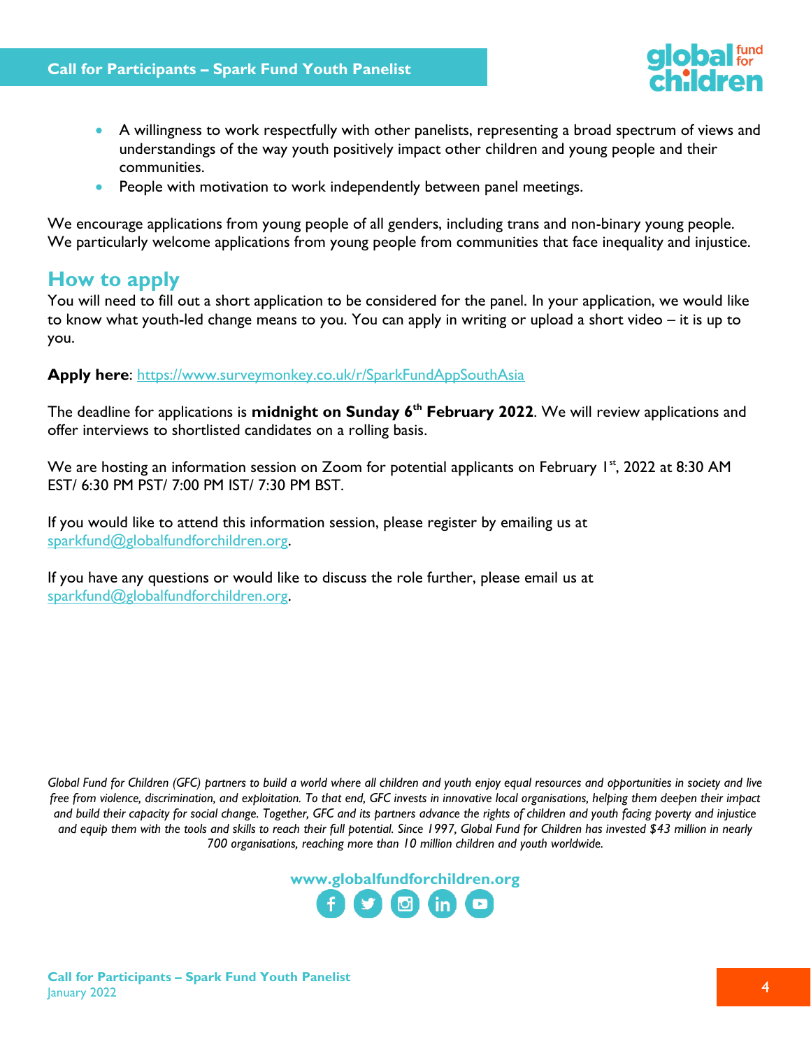- A willingness to work respectfully with other panelists, representing a broad spectrum of views and understandings of the way youth positively impact other children and young people and their communities.
- People with motivation to work independently between panel meetings.

We encourage applications from young people of all genders, including trans and non-binary young people. We particularly welcome applications from young people from communities that face inequality and injustice.

## How to apply

You will need to fill out a short application to be considered for the panel. In your application, we would like to know what youth-led change means to you. You can apply in writing or upload a short video – it is up to you.

**Apply here**: https://www.surveymonkey.co.uk/r/SparkFundAppSouthAsia

The deadline for applications is **midnight on Sunday 6th February 2022**. We will review applications and offer interviews to shortlisted candidates on a rolling basis.

We are hosting an information session on Zoom for potential applicants on February 1st, 2022 at 8:30 AM EST/ 6:30 PM PST/ 7:00 PM IST/ 7:30 PM BST.

If you would like to attend this information session, please register by emailing us at sparkfund@globalfundforchildren.org.

If you have any questions or would like to discuss the role further, please email us at sparkfund@globalfundforchildren.org.

*Global Fund for Children (GFC) partners to build a world where all children and youth enjoy equal resources and opportunities in society and live free from violence, discrimination, and exploitation. To that end, GFC invests in innovative local organisations, helping them deepen their impact and build their capacity for social change. Together, GFC and its partners advance the rights of children and youth facing poverty and injustice and equip them with the tools and skills to reach their full potential. Since 1997, Global Fund for Children has invested $43 million in nearly 700 organisations, reaching more than 10 million children and youth worldwide.*

**www.globalfundforchildren.org**